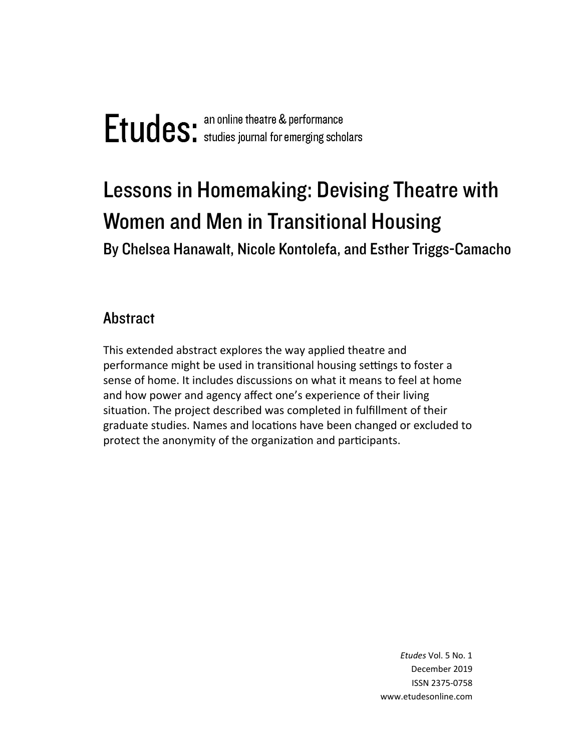Etudes: an online theatre & performance studies journal for emerging scholars

# Lessons in Homemaking: Devising Theatre with Women and Men in Transitional Housing

By Chelsea Hanawalt, Nicole Kontolefa, and Esther Triggs-Camacho

## Abstract

This extended abstract explores the way applied theatre and performance might be used in transitional housing settings to foster a sense of home. It includes discussions on what it means to feel at home and how power and agency affect one's experience of their living situation. The project described was completed in fulfillment of their graduate studies. Names and locations have been changed or excluded to protect the anonymity of the organization and participants.

*Etudes* Vol. 5 No. 1
December 2019
ISSN 2375-0758
www.etudesonline.com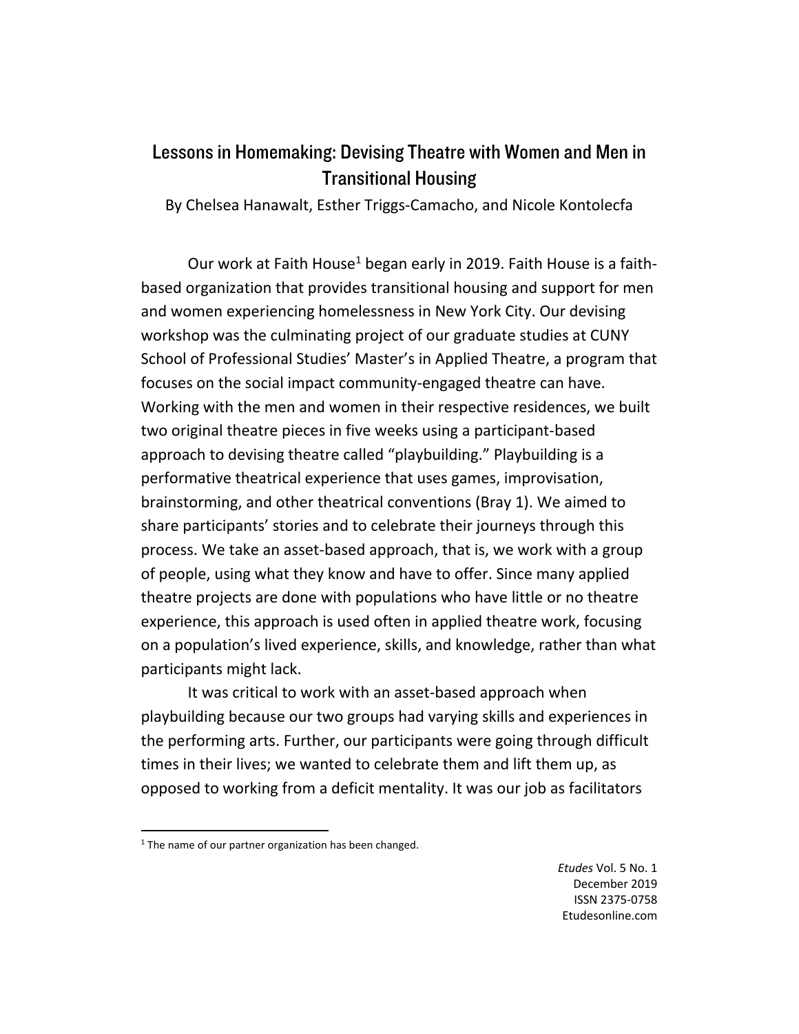# Lessons in Homemaking: Devising Theatre with Women and Men in Transitional Housing

By Chelsea Hanawalt, Esther Triggs-Camacho, and Nicole Kontolecfa

Our work at Faith House[1] began early in 2019. Faith House is a faith-based organization that provides transitional housing and support for men and women experiencing homelessness in New York City. Our devising workshop was the culminating project of our graduate studies at CUNY School of Professional Studies' Master's in Applied Theatre, a program that focuses on the social impact community-engaged theatre can have. Working with the men and women in their respective residences, we built two original theatre pieces in five weeks using a participant-based approach to devising theatre called "playbuilding." Playbuilding is a performative theatrical experience that uses games, improvisation, brainstorming, and other theatrical conventions (Bray 1). We aimed to share participants' stories and to celebrate their journeys through this process. We take an asset-based approach, that is, we work with a group of people, using what they know and have to offer. Since many applied theatre projects are done with populations who have little or no theatre experience, this approach is used often in applied theatre work, focusing on a population's lived experience, skills, and knowledge, rather than what participants might lack.

It was critical to work with an asset-based approach when playbuilding because our two groups had varying skills and experiences in the performing arts. Further, our participants were going through difficult times in their lives; we wanted to celebrate them and lift them up, as opposed to working from a deficit mentality. It was our job as facilitators

[1] The name of our partner organization has been changed.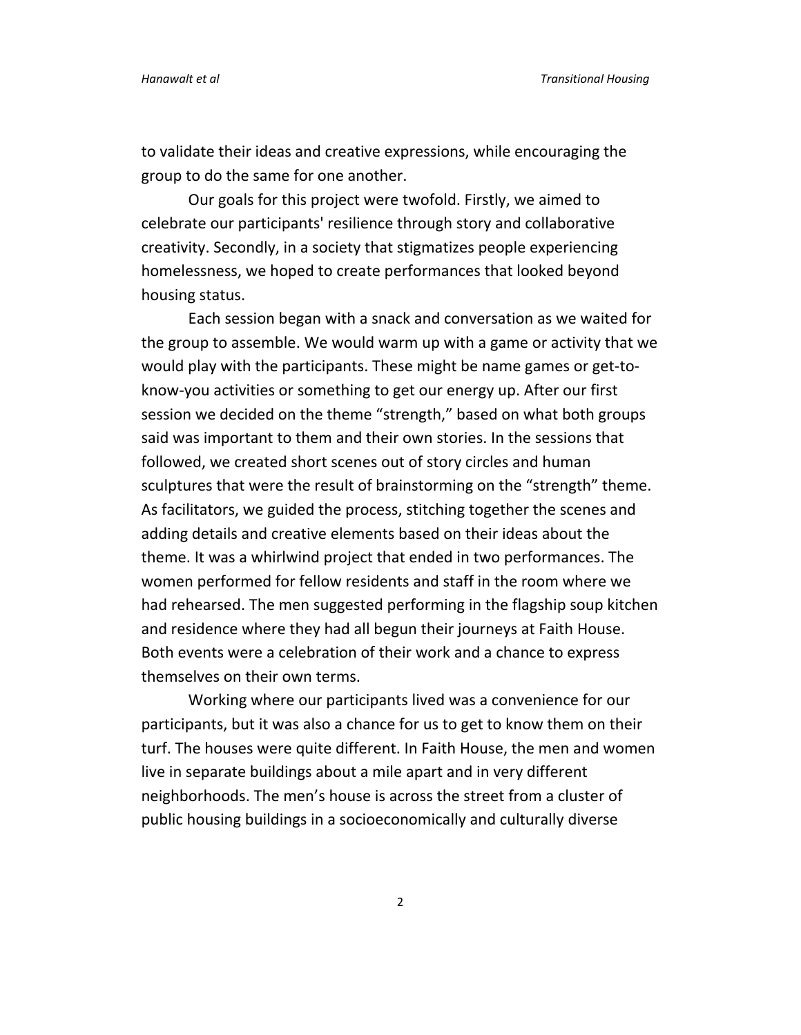to validate their ideas and creative expressions, while encouraging the group to do the same for one another.

Our goals for this project were twofold. Firstly, we aimed to celebrate our participants' resilience through story and collaborative creativity. Secondly, in a society that stigmatizes people experiencing homelessness, we hoped to create performances that looked beyond housing status.

Each session began with a snack and conversation as we waited for the group to assemble. We would warm up with a game or activity that we would play with the participants. These might be name games or get-to-know-you activities or something to get our energy up. After our first session we decided on the theme "strength," based on what both groups said was important to them and their own stories. In the sessions that followed, we created short scenes out of story circles and human sculptures that were the result of brainstorming on the "strength" theme. As facilitators, we guided the process, stitching together the scenes and adding details and creative elements based on their ideas about the theme. It was a whirlwind project that ended in two performances. The women performed for fellow residents and staff in the room where we had rehearsed. The men suggested performing in the flagship soup kitchen and residence where they had all begun their journeys at Faith House. Both events were a celebration of their work and a chance to express themselves on their own terms.

Working where our participants lived was a convenience for our participants, but it was also a chance for us to get to know them on their turf. The houses were quite different. In Faith House, the men and women live in separate buildings about a mile apart and in very different neighborhoods. The men's house is across the street from a cluster of public housing buildings in a socioeconomically and culturally diverse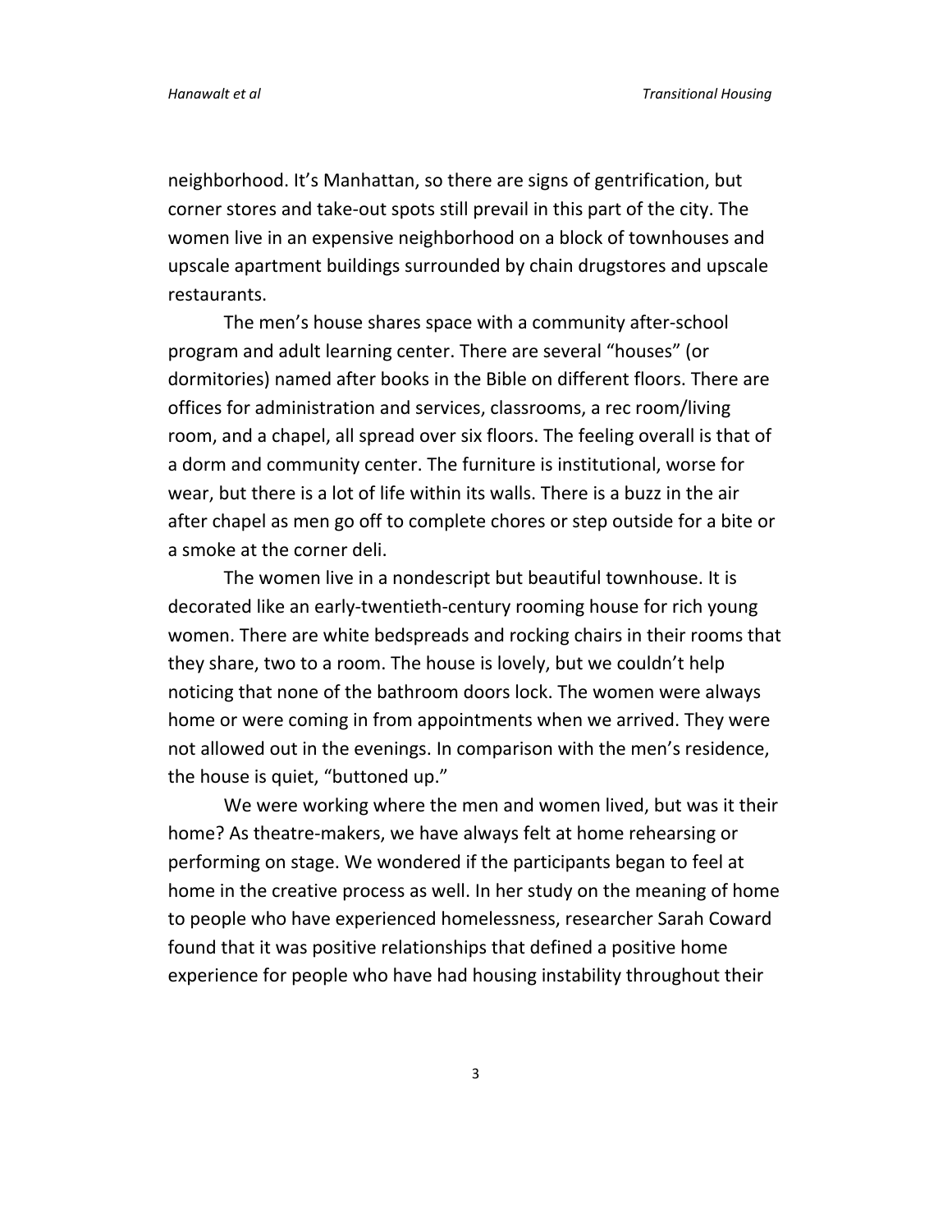neighborhood. It's Manhattan, so there are signs of gentrification, but corner stores and take-out spots still prevail in this part of the city. The women live in an expensive neighborhood on a block of townhouses and upscale apartment buildings surrounded by chain drugstores and upscale restaurants.

The men's house shares space with a community after-school program and adult learning center. There are several "houses" (or dormitories) named after books in the Bible on different floors. There are offices for administration and services, classrooms, a rec room/living room, and a chapel, all spread over six floors. The feeling overall is that of a dorm and community center. The furniture is institutional, worse for wear, but there is a lot of life within its walls. There is a buzz in the air after chapel as men go off to complete chores or step outside for a bite or a smoke at the corner deli.

The women live in a nondescript but beautiful townhouse. It is decorated like an early-twentieth-century rooming house for rich young women. There are white bedspreads and rocking chairs in their rooms that they share, two to a room. The house is lovely, but we couldn't help noticing that none of the bathroom doors lock. The women were always home or were coming in from appointments when we arrived. They were not allowed out in the evenings. In comparison with the men's residence, the house is quiet, "buttoned up."

We were working where the men and women lived, but was it their home? As theatre-makers, we have always felt at home rehearsing or performing on stage. We wondered if the participants began to feel at home in the creative process as well. In her study on the meaning of home to people who have experienced homelessness, researcher Sarah Coward found that it was positive relationships that defined a positive home experience for people who have had housing instability throughout their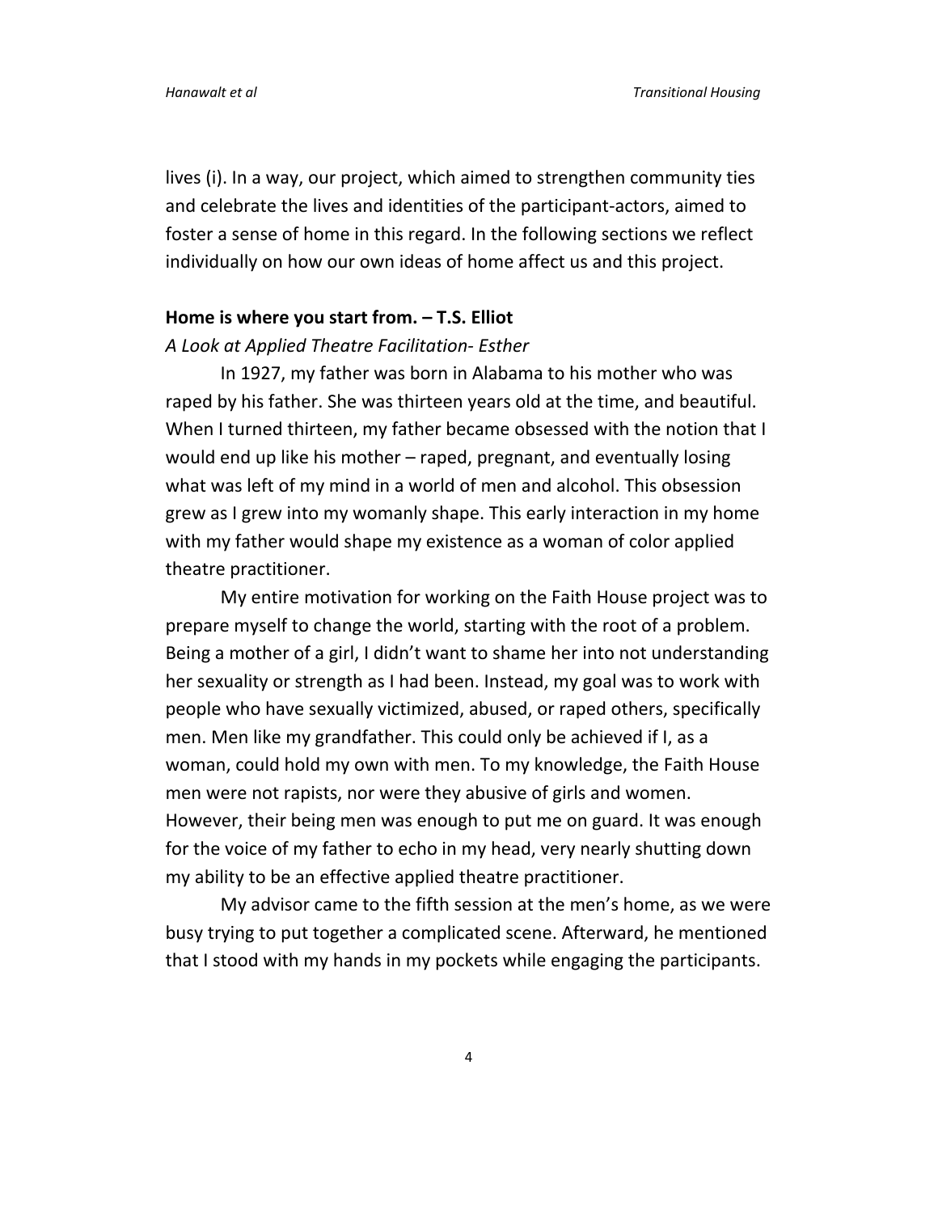lives (i). In a way, our project, which aimed to strengthen community ties and celebrate the lives and identities of the participant-actors, aimed to foster a sense of home in this regard. In the following sections we reflect individually on how our own ideas of home affect us and this project.

## Home is where you start from. – T.S. Elliot

*A Look at Applied Theatre Facilitation- Esther*

In 1927, my father was born in Alabama to his mother who was raped by his father. She was thirteen years old at the time, and beautiful. When I turned thirteen, my father became obsessed with the notion that I would end up like his mother – raped, pregnant, and eventually losing what was left of my mind in a world of men and alcohol. This obsession grew as I grew into my womanly shape. This early interaction in my home with my father would shape my existence as a woman of color applied theatre practitioner.

My entire motivation for working on the Faith House project was to prepare myself to change the world, starting with the root of a problem. Being a mother of a girl, I didn't want to shame her into not understanding her sexuality or strength as I had been. Instead, my goal was to work with people who have sexually victimized, abused, or raped others, specifically men. Men like my grandfather. This could only be achieved if I, as a woman, could hold my own with men. To my knowledge, the Faith House men were not rapists, nor were they abusive of girls and women. However, their being men was enough to put me on guard. It was enough for the voice of my father to echo in my head, very nearly shutting down my ability to be an effective applied theatre practitioner.

My advisor came to the fifth session at the men's home, as we were busy trying to put together a complicated scene. Afterward, he mentioned that I stood with my hands in my pockets while engaging the participants.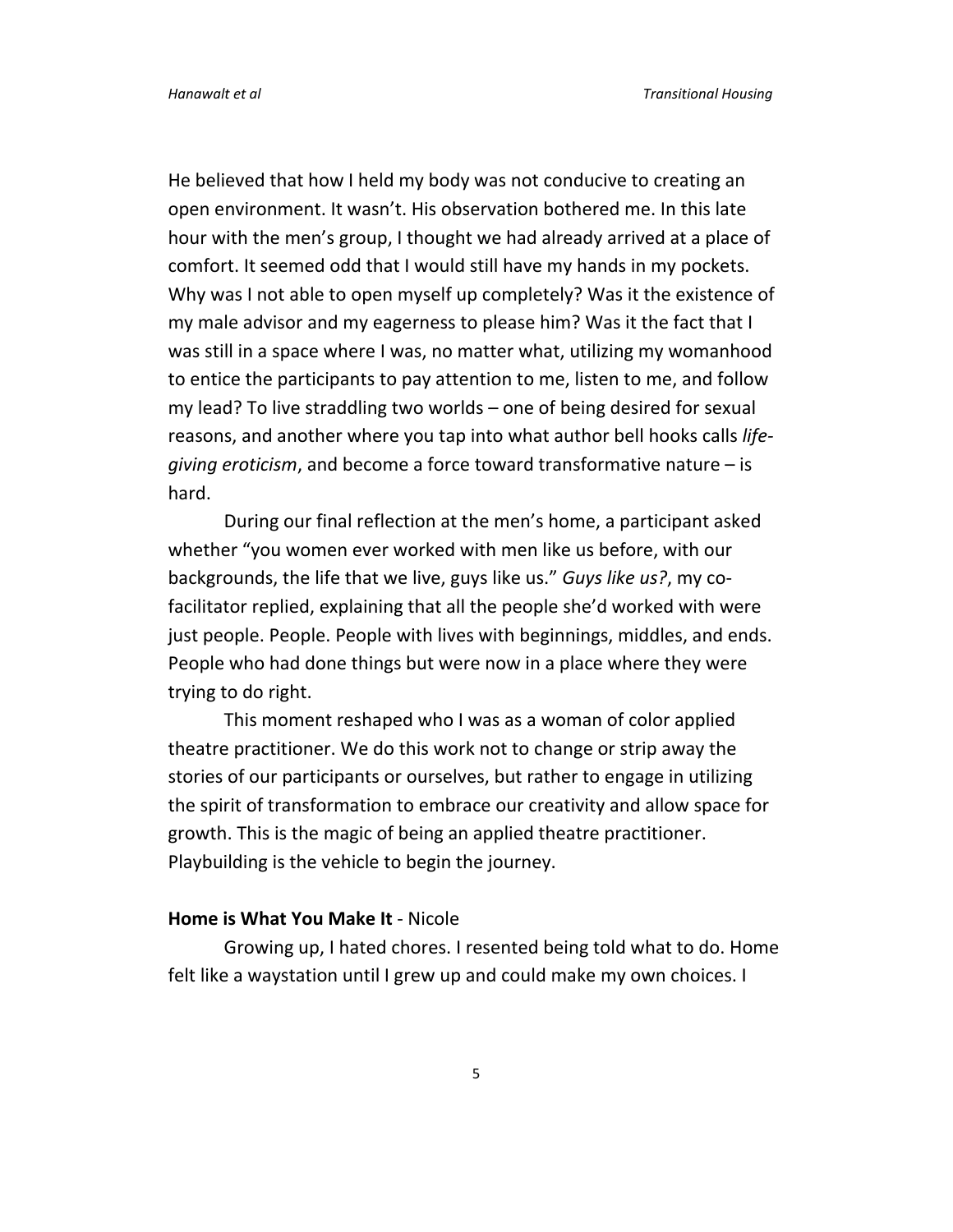He believed that how I held my body was not conducive to creating an open environment. It wasn't. His observation bothered me. In this late hour with the men's group, I thought we had already arrived at a place of comfort. It seemed odd that I would still have my hands in my pockets. Why was I not able to open myself up completely? Was it the existence of my male advisor and my eagerness to please him? Was it the fact that I was still in a space where I was, no matter what, utilizing my womanhood to entice the participants to pay attention to me, listen to me, and follow my lead? To live straddling two worlds – one of being desired for sexual reasons, and another where you tap into what author bell hooks calls *life-giving eroticism*, and become a force toward transformative nature – is hard.

During our final reflection at the men's home, a participant asked whether "you women ever worked with men like us before, with our backgrounds, the life that we live, guys like us." *Guys like us?*, my co-facilitator replied, explaining that all the people she'd worked with were just people. People. People with lives with beginnings, middles, and ends. People who had done things but were now in a place where they were trying to do right.

This moment reshaped who I was as a woman of color applied theatre practitioner. We do this work not to change or strip away the stories of our participants or ourselves, but rather to engage in utilizing the spirit of transformation to embrace our creativity and allow space for growth. This is the magic of being an applied theatre practitioner. Playbuilding is the vehicle to begin the journey.

**Home is What You Make It** - Nicole

Growing up, I hated chores. I resented being told what to do. Home felt like a waystation until I grew up and could make my own choices. I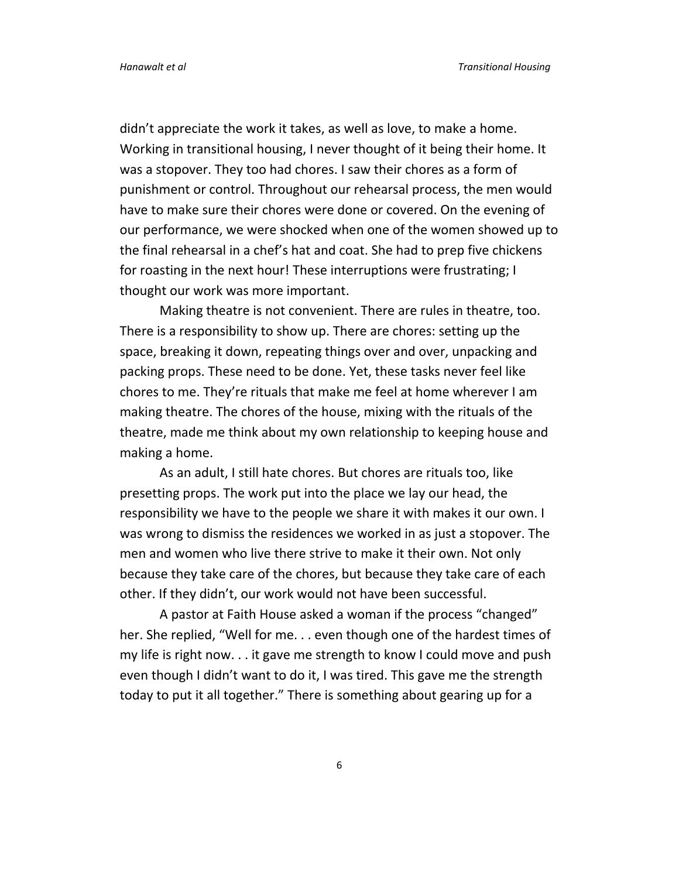didn't appreciate the work it takes, as well as love, to make a home. Working in transitional housing, I never thought of it being their home. It was a stopover. They too had chores. I saw their chores as a form of punishment or control. Throughout our rehearsal process, the men would have to make sure their chores were done or covered. On the evening of our performance, we were shocked when one of the women showed up to the final rehearsal in a chef's hat and coat. She had to prep five chickens for roasting in the next hour! These interruptions were frustrating; I thought our work was more important.

Making theatre is not convenient. There are rules in theatre, too. There is a responsibility to show up. There are chores: setting up the space, breaking it down, repeating things over and over, unpacking and packing props. These need to be done. Yet, these tasks never feel like chores to me. They're rituals that make me feel at home wherever I am making theatre. The chores of the house, mixing with the rituals of the theatre, made me think about my own relationship to keeping house and making a home.

As an adult, I still hate chores. But chores are rituals too, like presetting props. The work put into the place we lay our head, the responsibility we have to the people we share it with makes it our own. I was wrong to dismiss the residences we worked in as just a stopover. The men and women who live there strive to make it their own. Not only because they take care of the chores, but because they take care of each other. If they didn't, our work would not have been successful.

A pastor at Faith House asked a woman if the process "changed" her. She replied, "Well for me. . . even though one of the hardest times of my life is right now. . . it gave me strength to know I could move and push even though I didn't want to do it, I was tired. This gave me the strength today to put it all together." There is something about gearing up for a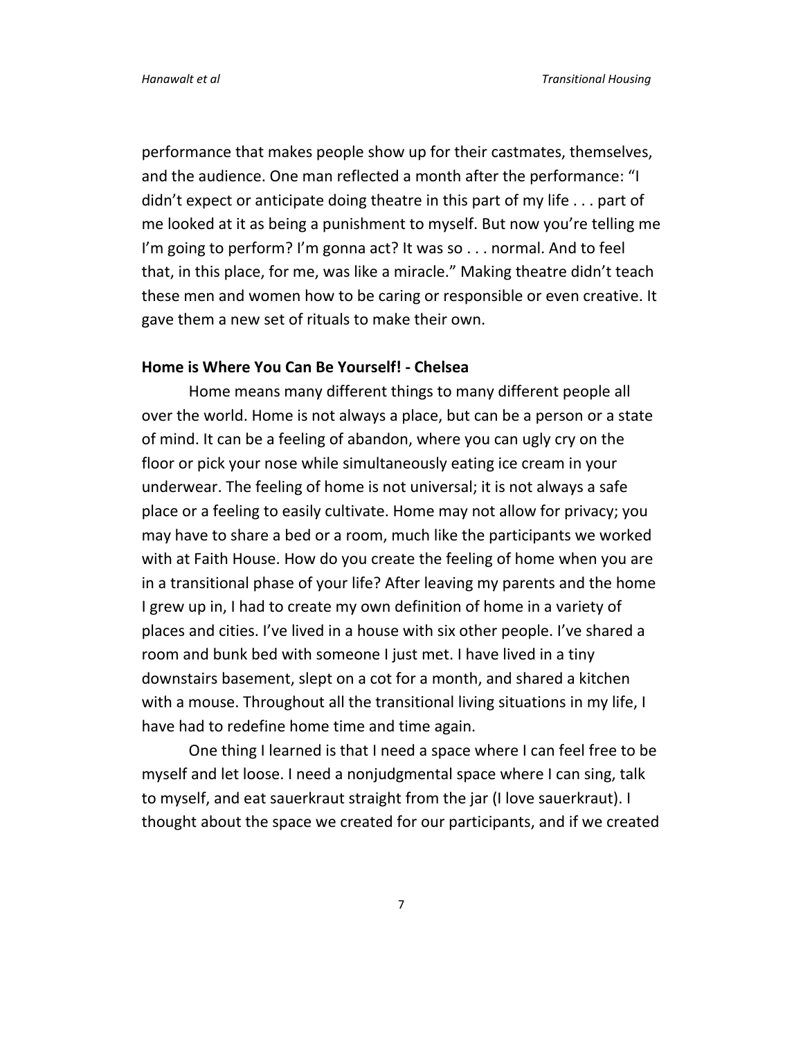performance that makes people show up for their castmates, themselves, and the audience. One man reflected a month after the performance: "I didn't expect or anticipate doing theatre in this part of my life . . . part of me looked at it as being a punishment to myself. But now you're telling me I'm going to perform? I'm gonna act? It was so . . . normal. And to feel that, in this place, for me, was like a miracle." Making theatre didn't teach these men and women how to be caring or responsible or even creative. It gave them a new set of rituals to make their own.

**Home is Where You Can Be Yourself! - Chelsea**

Home means many different things to many different people all over the world. Home is not always a place, but can be a person or a state of mind. It can be a feeling of abandon, where you can ugly cry on the floor or pick your nose while simultaneously eating ice cream in your underwear. The feeling of home is not universal; it is not always a safe place or a feeling to easily cultivate. Home may not allow for privacy; you may have to share a bed or a room, much like the participants we worked with at Faith House. How do you create the feeling of home when you are in a transitional phase of your life? After leaving my parents and the home I grew up in, I had to create my own definition of home in a variety of places and cities. I've lived in a house with six other people. I've shared a room and bunk bed with someone I just met. I have lived in a tiny downstairs basement, slept on a cot for a month, and shared a kitchen with a mouse. Throughout all the transitional living situations in my life, I have had to redefine home time and time again.

One thing I learned is that I need a space where I can feel free to be myself and let loose. I need a nonjudgmental space where I can sing, talk to myself, and eat sauerkraut straight from the jar (I love sauerkraut). I thought about the space we created for our participants, and if we created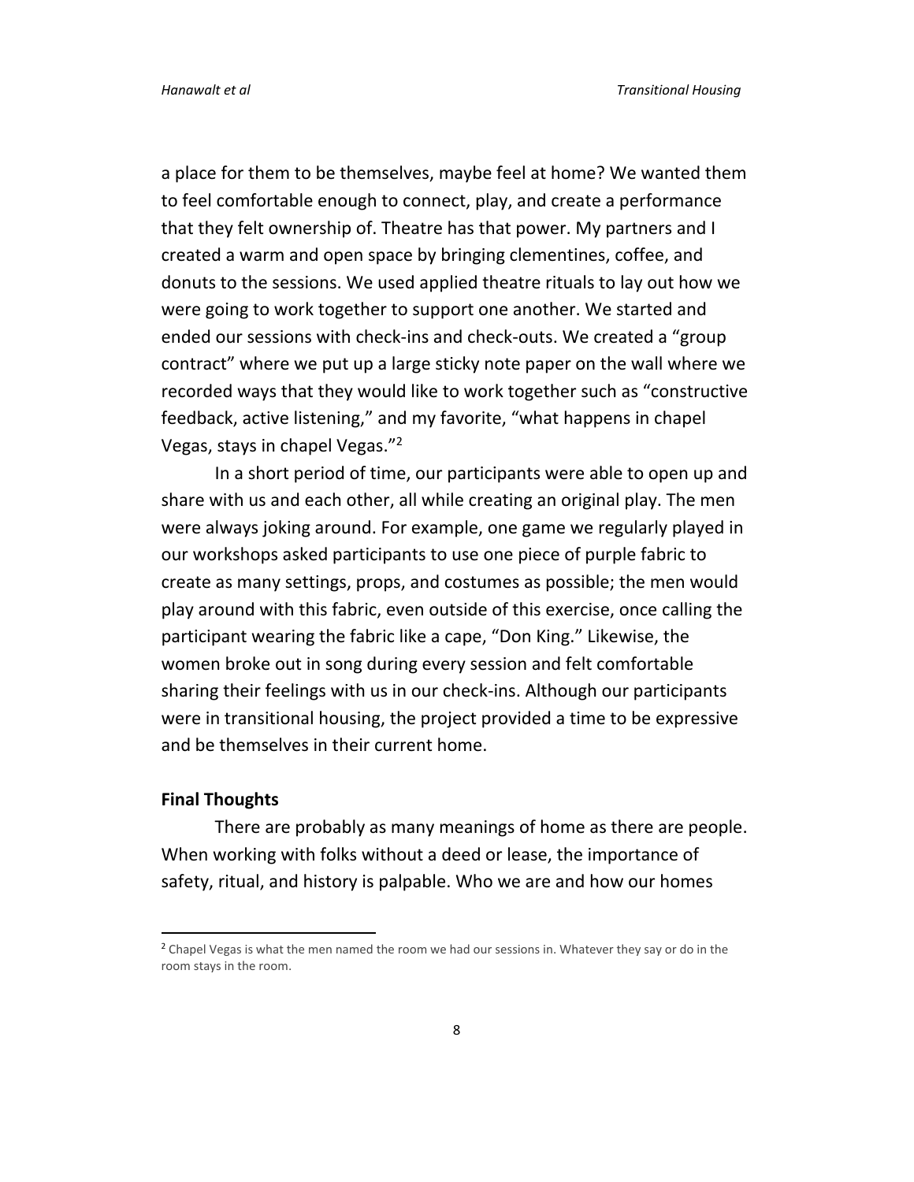a place for them to be themselves, maybe feel at home? We wanted them to feel comfortable enough to connect, play, and create a performance that they felt ownership of. Theatre has that power. My partners and I created a warm and open space by bringing clementines, coffee, and donuts to the sessions. We used applied theatre rituals to lay out how we were going to work together to support one another. We started and ended our sessions with check-ins and check-outs. We created a "group contract" where we put up a large sticky note paper on the wall where we recorded ways that they would like to work together such as "constructive feedback, active listening," and my favorite, "what happens in chapel Vegas, stays in chapel Vegas."[2]

In a short period of time, our participants were able to open up and share with us and each other, all while creating an original play. The men were always joking around. For example, one game we regularly played in our workshops asked participants to use one piece of purple fabric to create as many settings, props, and costumes as possible; the men would play around with this fabric, even outside of this exercise, once calling the participant wearing the fabric like a cape, "Don King." Likewise, the women broke out in song during every session and felt comfortable sharing their feelings with us in our check-ins. Although our participants were in transitional housing, the project provided a time to be expressive and be themselves in their current home.

**Final Thoughts**

There are probably as many meanings of home as there are people. When working with folks without a deed or lease, the importance of safety, ritual, and history is palpable. Who we are and how our homes

[2] Chapel Vegas is what the men named the room we had our sessions in. Whatever they say or do in the room stays in the room.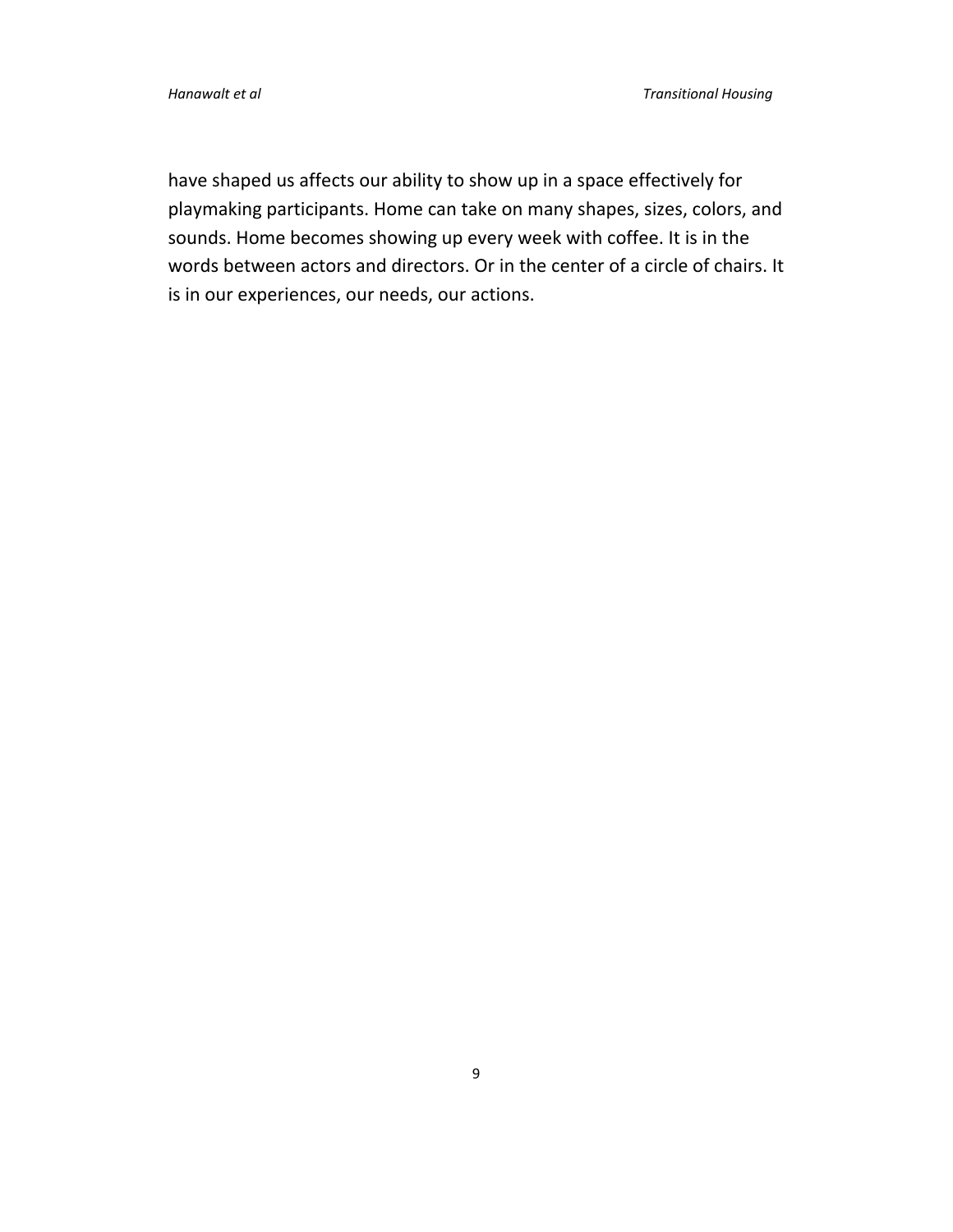have shaped us affects our ability to show up in a space effectively for playmaking participants. Home can take on many shapes, sizes, colors, and sounds. Home becomes showing up every week with coffee. It is in the words between actors and directors. Or in the center of a circle of chairs. It is in our experiences, our needs, our actions.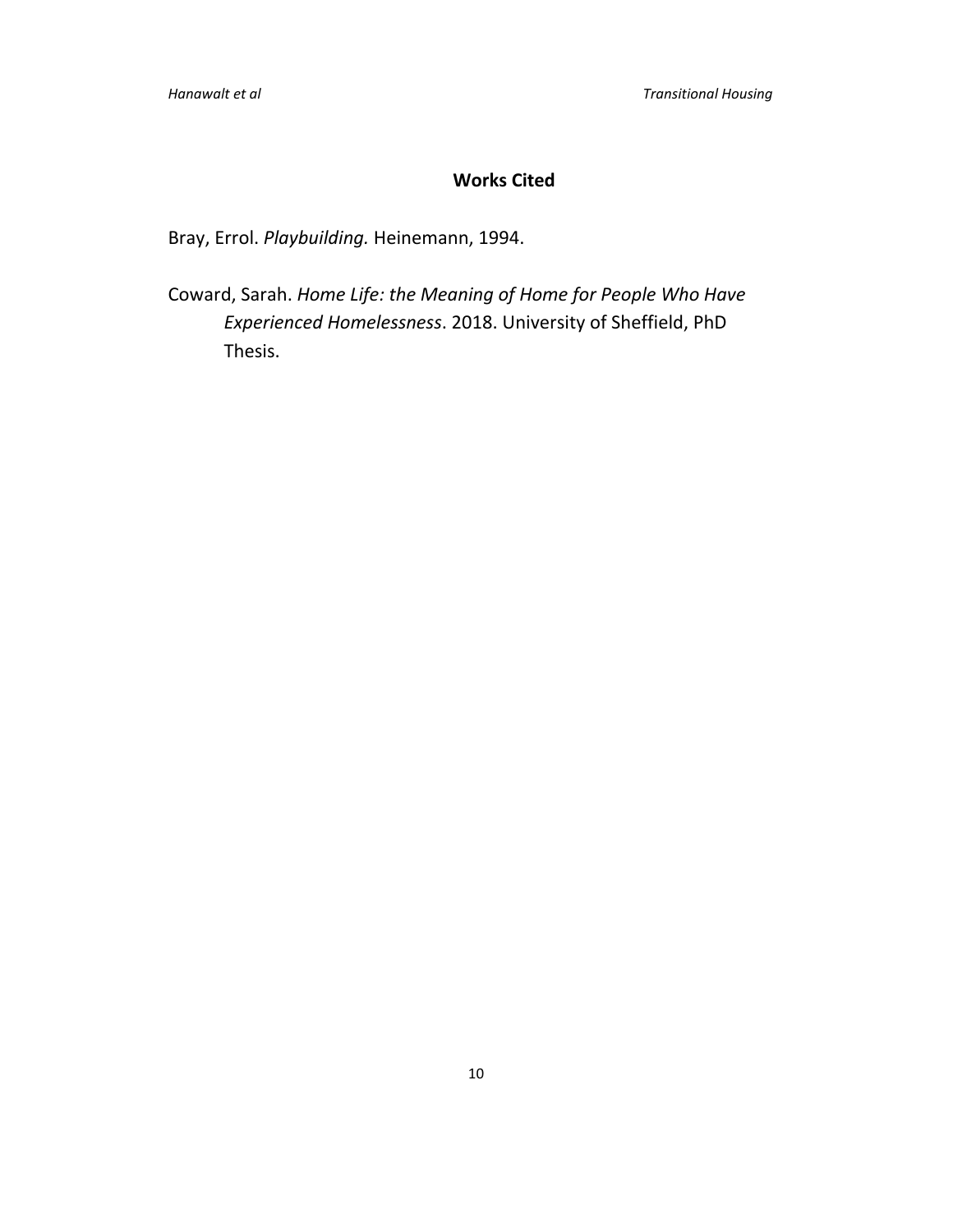## Works Cited

Bray, Errol. *Playbuilding.* Heinemann, 1994.

Coward, Sarah. *Home Life: the Meaning of Home for People Who Have Experienced Homelessness*. 2018. University of Sheffield, PhD Thesis.